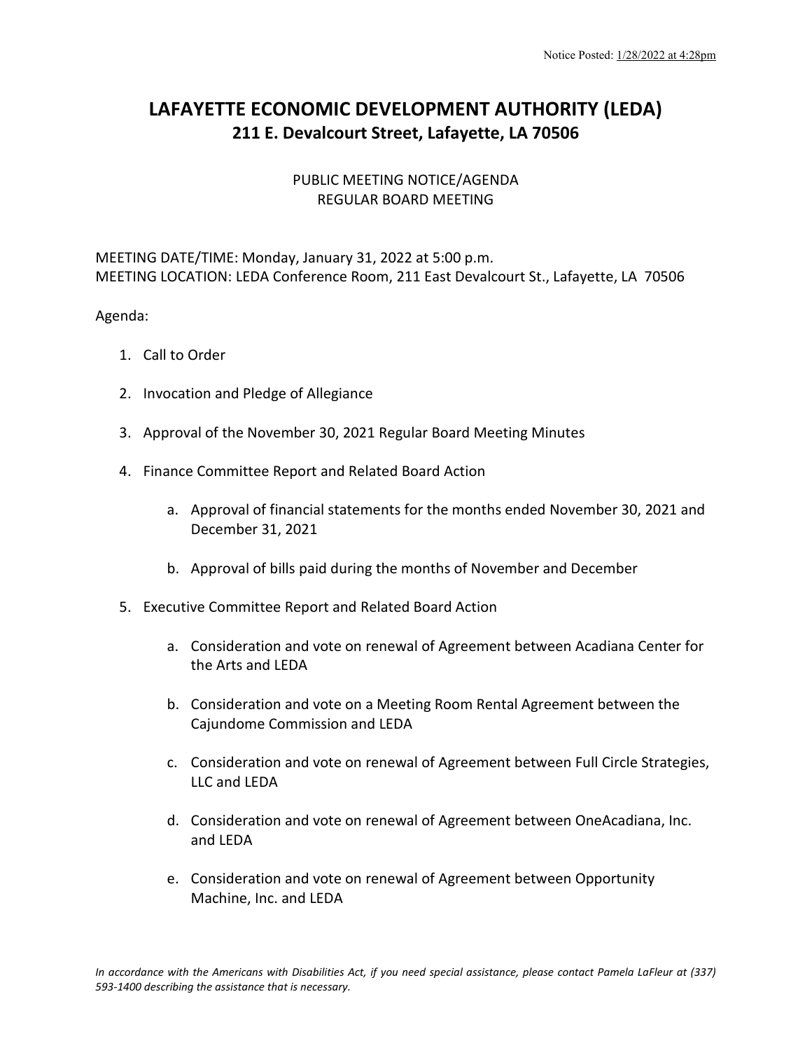Notice Posted: 1/28/2022 at 4:28pm

# LAFAYETTE ECONOMIC DEVELOPMENT AUTHORITY (LEDA)

## 211 E. Devalcourt Street, Lafayette, LA 70506

PUBLIC MEETING NOTICE/AGENDA
REGULAR BOARD MEETING

MEETING DATE/TIME: Monday, January 31, 2022 at 5:00 p.m.
MEETING LOCATION: LEDA Conference Room, 211 East Devalcourt St., Lafayette, LA 70506

Agenda:

1. Call to Order

2. Invocation and Pledge of Allegiance

3. Approval of the November 30, 2021 Regular Board Meeting Minutes

4. Finance Committee Report and Related Board Action

   a. Approval of financial statements for the months ended November 30, 2021 and December 31, 2021

   b. Approval of bills paid during the months of November and December

5. Executive Committee Report and Related Board Action

   a. Consideration and vote on renewal of Agreement between Acadiana Center for the Arts and LEDA

   b. Consideration and vote on a Meeting Room Rental Agreement between the Cajundome Commission and LEDA

   c. Consideration and vote on renewal of Agreement between Full Circle Strategies, LLC and LEDA

   d. Consideration and vote on renewal of Agreement between OneAcadiana, Inc. and LEDA

   e. Consideration and vote on renewal of Agreement between Opportunity Machine, Inc. and LEDA

*In accordance with the Americans with Disabilities Act, if you need special assistance, please contact Pamela LaFleur at (337) 593-1400 describing the assistance that is necessary.*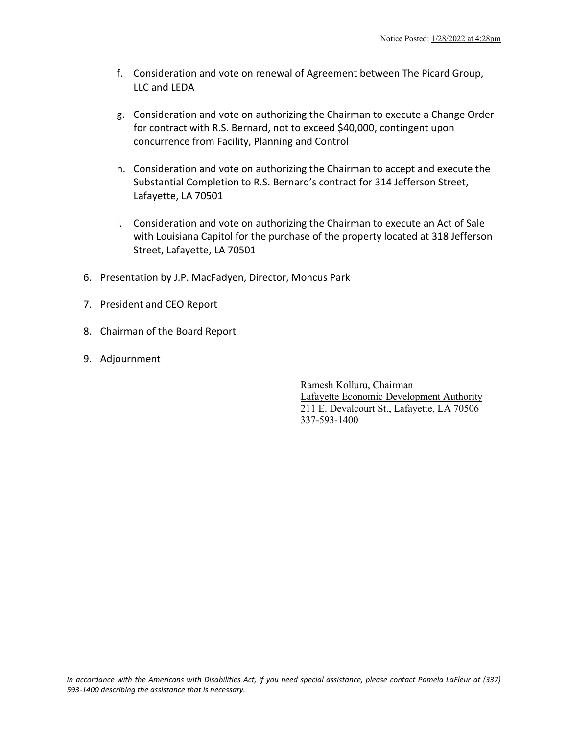Notice Posted: 1/28/2022 at 4:28pm

f. Consideration and vote on renewal of Agreement between The Picard Group, LLC and LEDA

g. Consideration and vote on authorizing the Chairman to execute a Change Order for contract with R.S. Bernard, not to exceed $40,000, contingent upon concurrence from Facility, Planning and Control

h. Consideration and vote on authorizing the Chairman to accept and execute the Substantial Completion to R.S. Bernard's contract for 314 Jefferson Street, Lafayette, LA 70501

i. Consideration and vote on authorizing the Chairman to execute an Act of Sale with Louisiana Capitol for the purchase of the property located at 318 Jefferson Street, Lafayette, LA 70501

6. Presentation by J.P. MacFadyen, Director, Moncus Park
7. President and CEO Report
8. Chairman of the Board Report
9. Adjournment

Ramesh Kolluru, Chairman
Lafayette Economic Development Authority
211 E. Devalcourt St., Lafayette, LA 70506
337-593-1400

*In accordance with the Americans with Disabilities Act, if you need special assistance, please contact Pamela LaFleur at (337) 593-1400 describing the assistance that is necessary.*